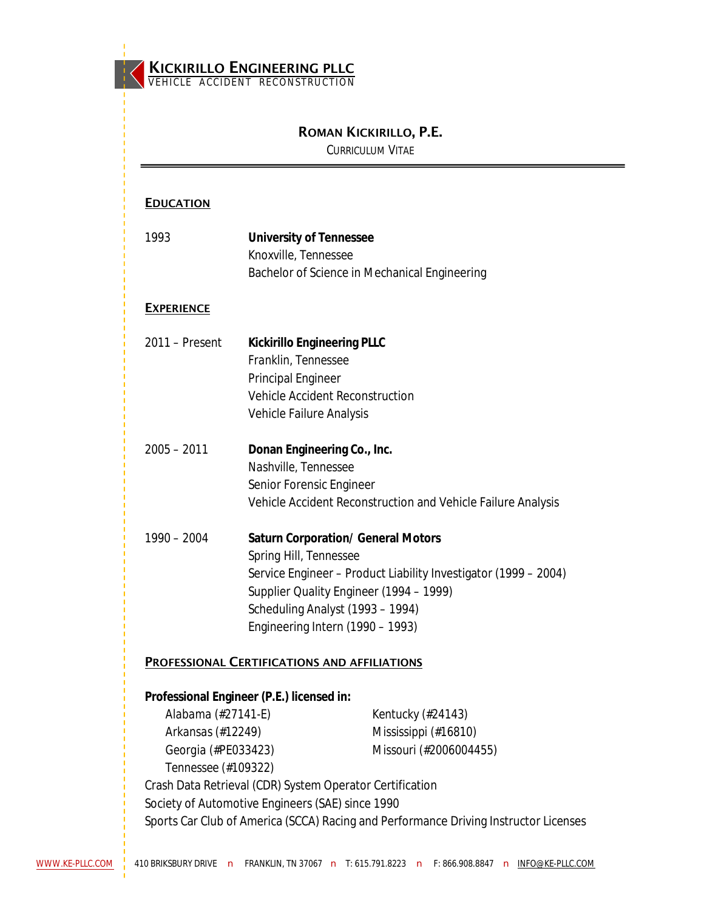**KICKIRILLO ENGINEERING PLLC**
VEHICLE ACCIDENT RECONSTRUCTION

# ROMAN KICKIRILLO, P.E.

CURRICULUM VITAE

## EDUCATION

| | |
|---|---|
| 1993 | **University of Tennessee**<br>Knoxville, Tennessee<br>Bachelor of Science in Mechanical Engineering |

## EXPERIENCE

| | |
|---|---|
| 2011 – Present | **Kickirillo Engineering PLLC**<br>Franklin, Tennessee<br>Principal Engineer<br>Vehicle Accident Reconstruction<br>Vehicle Failure Analysis |
| 2005 – 2011 | **Donan Engineering Co., Inc.**<br>Nashville, Tennessee<br>Senior Forensic Engineer<br>Vehicle Accident Reconstruction and Vehicle Failure Analysis |
| 1990 – 2004 | **Saturn Corporation/ General Motors**<br>Spring Hill, Tennessee<br>Service Engineer – Product Liability Investigator (1999 – 2004)<br>Supplier Quality Engineer (1994 – 1999)<br>Scheduling Analyst (1993 – 1994)<br>Engineering Intern (1990 – 1993) |

## PROFESSIONAL CERTIFICATIONS AND AFFILIATIONS

**Professional Engineer (P.E.) licensed in:**

- Alabama (#27141-E)
- Arkansas (#12249)
- Georgia (#PE033423)
- Tennessee (#109322)
- Kentucky (#24143)
- Mississippi (#16810)
- Missouri (#2006004455)

Crash Data Retrieval (CDR) System Operator Certification

Society of Automotive Engineers (SAE) since 1990

Sports Car Club of America (SCCA) Racing and Performance Driving Instructor Licenses

WWW.KE-PLLC.COM | 410 BRIKSBURY DRIVE | FRANKLIN, TN 37067 | T: 615.791.8223 | F: 866.908.8847 | INFO@KE-PLLC.COM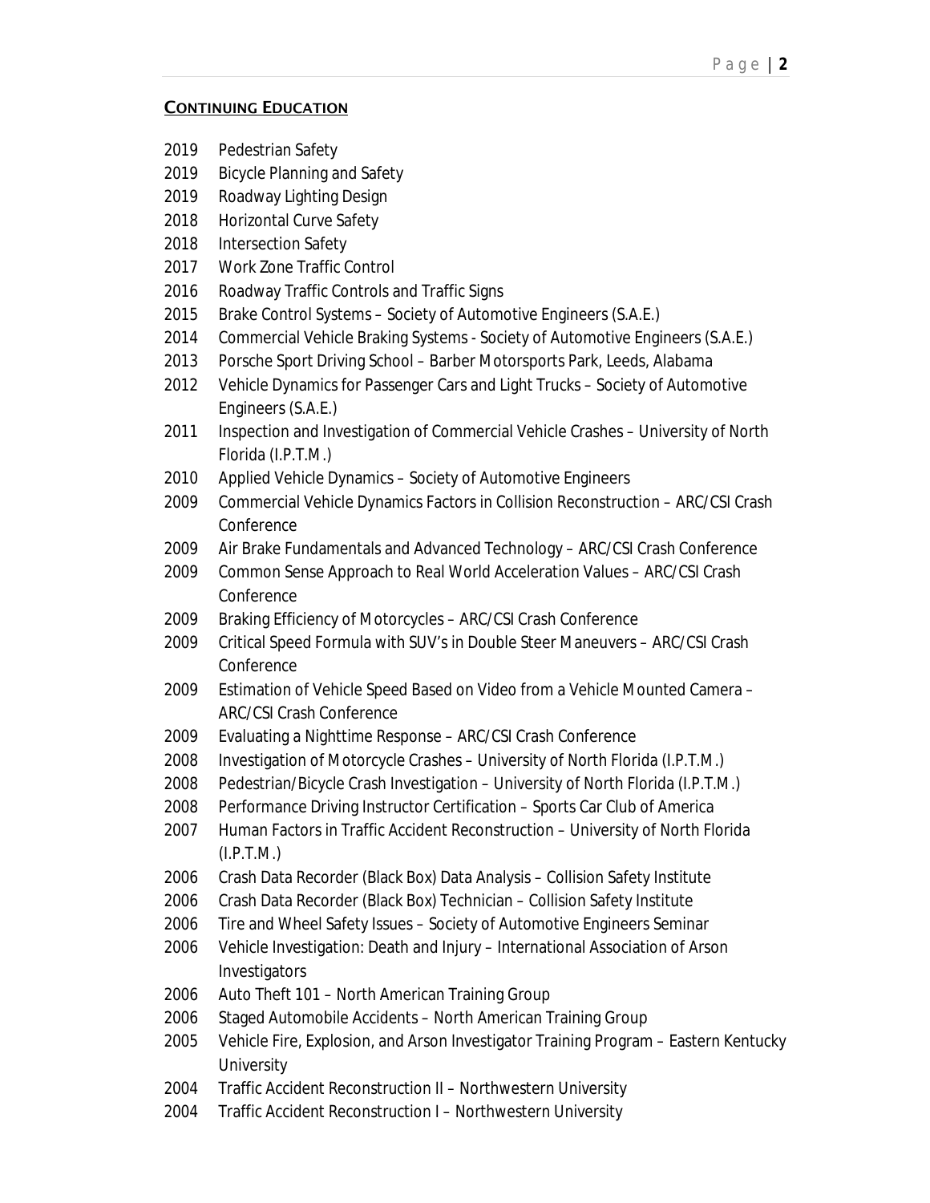## CONTINUING EDUCATION

2019 Pedestrian Safety
2019 Bicycle Planning and Safety
2019 Roadway Lighting Design
2018 Horizontal Curve Safety
2018 Intersection Safety
2017 Work Zone Traffic Control
2016 Roadway Traffic Controls and Traffic Signs
2015 Brake Control Systems – Society of Automotive Engineers (S.A.E.)
2014 Commercial Vehicle Braking Systems - Society of Automotive Engineers (S.A.E.)
2013 Porsche Sport Driving School – Barber Motorsports Park, Leeds, Alabama
2012 Vehicle Dynamics for Passenger Cars and Light Trucks – Society of Automotive Engineers (S.A.E.)
2011 Inspection and Investigation of Commercial Vehicle Crashes – University of North Florida (I.P.T.M.)
2010 Applied Vehicle Dynamics – Society of Automotive Engineers
2009 Commercial Vehicle Dynamics Factors in Collision Reconstruction – ARC/CSI Crash Conference
2009 Air Brake Fundamentals and Advanced Technology – ARC/CSI Crash Conference
2009 Common Sense Approach to Real World Acceleration Values – ARC/CSI Crash Conference
2009 Braking Efficiency of Motorcycles – ARC/CSI Crash Conference
2009 Critical Speed Formula with SUV's in Double Steer Maneuvers – ARC/CSI Crash Conference
2009 Estimation of Vehicle Speed Based on Video from a Vehicle Mounted Camera – ARC/CSI Crash Conference
2009 Evaluating a Nighttime Response – ARC/CSI Crash Conference
2008 Investigation of Motorcycle Crashes – University of North Florida (I.P.T.M.)
2008 Pedestrian/Bicycle Crash Investigation – University of North Florida (I.P.T.M.)
2008 Performance Driving Instructor Certification – Sports Car Club of America
2007 Human Factors in Traffic Accident Reconstruction – University of North Florida (I.P.T.M.)
2006 Crash Data Recorder (Black Box) Data Analysis – Collision Safety Institute
2006 Crash Data Recorder (Black Box) Technician – Collision Safety Institute
2006 Tire and Wheel Safety Issues – Society of Automotive Engineers Seminar
2006 Vehicle Investigation: Death and Injury – International Association of Arson Investigators
2006 Auto Theft 101 – North American Training Group
2006 Staged Automobile Accidents – North American Training Group
2005 Vehicle Fire, Explosion, and Arson Investigator Training Program – Eastern Kentucky University
2004 Traffic Accident Reconstruction II – Northwestern University
2004 Traffic Accident Reconstruction I – Northwestern University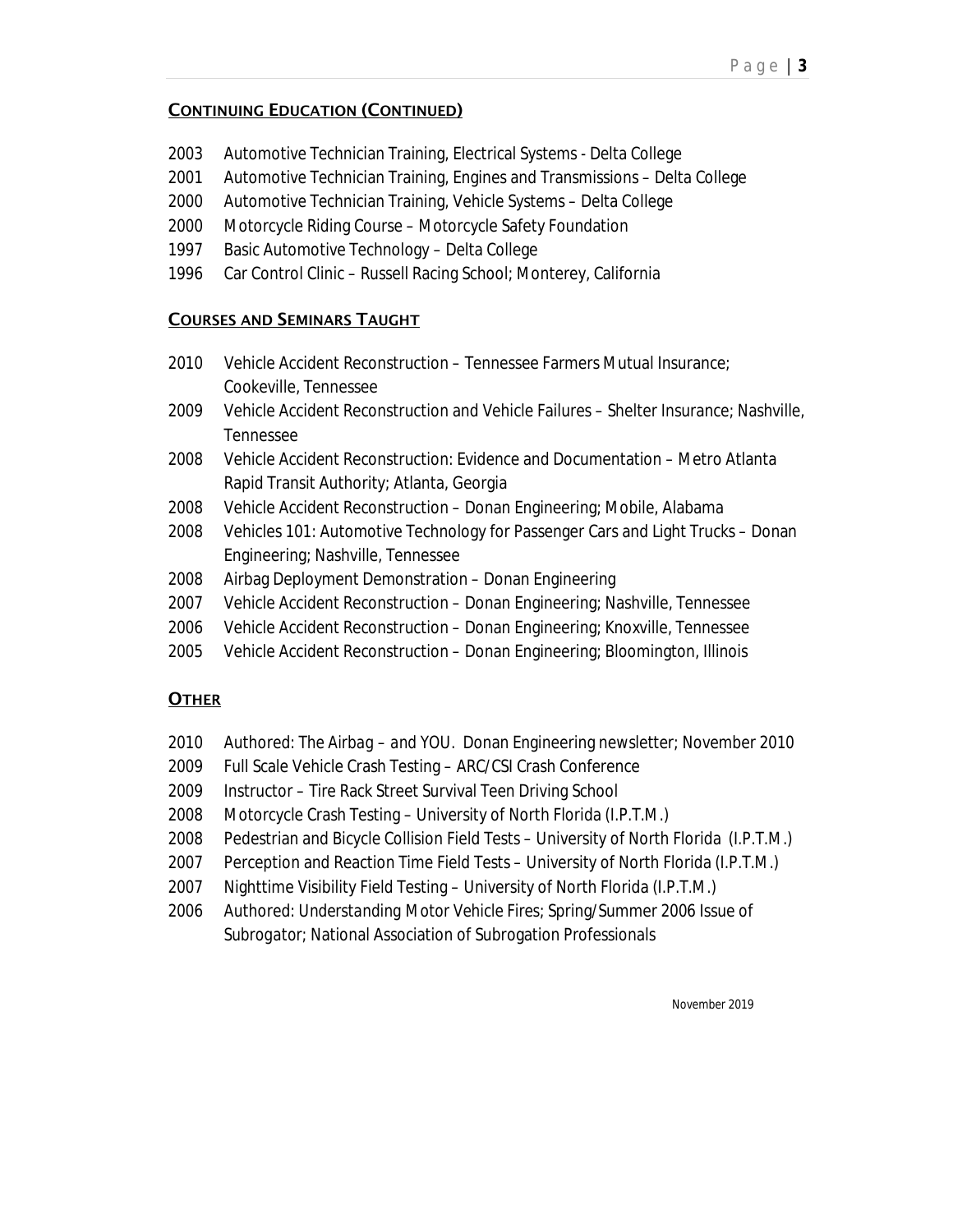## Continuing Education (Continued)

2003 Automotive Technician Training, Electrical Systems - Delta College
2001 Automotive Technician Training, Engines and Transmissions – Delta College
2000 Automotive Technician Training, Vehicle Systems – Delta College
2000 Motorcycle Riding Course – Motorcycle Safety Foundation
1997 Basic Automotive Technology – Delta College
1996 Car Control Clinic – Russell Racing School; Monterey, California

## Courses and Seminars Taught

2010 Vehicle Accident Reconstruction – Tennessee Farmers Mutual Insurance; Cookeville, Tennessee
2009 Vehicle Accident Reconstruction and Vehicle Failures – Shelter Insurance; Nashville, Tennessee
2008 Vehicle Accident Reconstruction: Evidence and Documentation – Metro Atlanta Rapid Transit Authority; Atlanta, Georgia
2008 Vehicle Accident Reconstruction – Donan Engineering; Mobile, Alabama
2008 Vehicles 101: Automotive Technology for Passenger Cars and Light Trucks – Donan Engineering; Nashville, Tennessee
2008 Airbag Deployment Demonstration – Donan Engineering
2007 Vehicle Accident Reconstruction – Donan Engineering; Nashville, Tennessee
2006 Vehicle Accident Reconstruction – Donan Engineering; Knoxville, Tennessee
2005 Vehicle Accident Reconstruction – Donan Engineering; Bloomington, Illinois

## Other

2010 Authored: *The Airbag – and YOU*. Donan Engineering newsletter; November 2010
2009 Full Scale Vehicle Crash Testing – ARC/CSI Crash Conference
2009 Instructor – Tire Rack Street Survival Teen Driving School
2008 Motorcycle Crash Testing – University of North Florida (I.P.T.M.)
2008 Pedestrian and Bicycle Collision Field Tests – University of North Florida (I.P.T.M.)
2007 Perception and Reaction Time Field Tests – University of North Florida (I.P.T.M.)
2007 Nighttime Visibility Field Testing – University of North Florida (I.P.T.M.)
2006 Authored: *Understanding Motor Vehicle Fires*; Spring/Summer 2006 Issue of *Subrogator*; National Association of Subrogation Professionals

November 2019